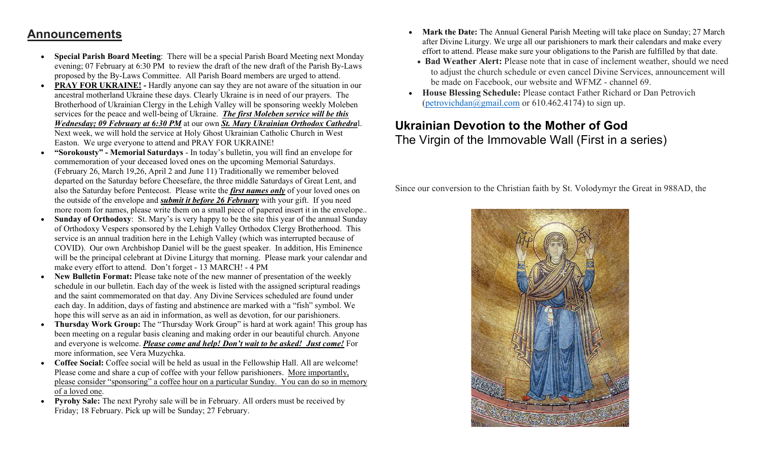## Announcements

- **Special Parish Board Meeting**: There will be a special Parish Board Meeting next Monday evening; 07 February at 6:30 PM to review the draft of the new draft of the Parish By-Laws proposed by the By-Laws Committee. All Parish Board members are urged to attend.
- **PRAY FOR UKRAINE! -** Hardly anyone can say they are not aware of the situation in our ancestral motherland Ukraine these days. Clearly Ukraine is in need of our prayers. The Brotherhood of Ukrainian Clergy in the Lehigh Valley will be sponsoring weekly Moleben services for the peace and well-being of Ukraine. ***The first Moleben service will be this Wednesday; 09 February at 6:30 PM*** at our own ***St. Mary Ukrainian Orthodox Cathedra***l. Next week, we will hold the service at Holy Ghost Ukrainian Catholic Church in West Easton. We urge everyone to attend and PRAY FOR UKRAINE!
- **"Sorokousty" - Memorial Saturdays** - In today's bulletin, you will find an envelope for commemoration of your deceased loved ones on the upcoming Memorial Saturdays. (February 26, March 19,26, April 2 and June 11) Traditionally we remember beloved departed on the Saturday before Cheesefare, the three middle Saturdays of Great Lent, and also the Saturday before Pentecost. Please write the ***first names only*** of your loved ones on the outside of the envelope and ***submit it before 26 February*** with your gift. If you need more room for names, please write them on a small piece of papered insert it in the envelope..
- **Sunday of Orthodoxy**: St. Mary's is very happy to be the site this year of the annual Sunday of Orthodoxy Vespers sponsored by the Lehigh Valley Orthodox Clergy Brotherhood. This service is an annual tradition here in the Lehigh Valley (which was interrupted because of COVID). Our own Archbishop Daniel will be the guest speaker. In addition, His Eminence will be the principal celebrant at Divine Liturgy that morning. Please mark your calendar and make every effort to attend. Don't forget - 13 MARCH! - 4 PM
- **New Bulletin Format:** Please take note of the new manner of presentation of the weekly schedule in our bulletin. Each day of the week is listed with the assigned scriptural readings and the saint commemorated on that day. Any Divine Services scheduled are found under each day. In addition, days of fasting and abstinence are marked with a "fish" symbol. We hope this will serve as an aid in information, as well as devotion, for our parishioners.
- **Thursday Work Group:** The "Thursday Work Group" is hard at work again! This group has been meeting on a regular basis cleaning and making order in our beautiful church. Anyone and everyone is welcome. ***Please come and help! Don't wait to be asked! Just come!*** For more information, see Vera Muzychka.
- **Coffee Social:** Coffee social will be held as usual in the Fellowship Hall. All are welcome! Please come and share a cup of coffee with your fellow parishioners. More importantly, please consider "sponsoring" a coffee hour on a particular Sunday. You can do so in memory of a loved one.
- **Pyrohy Sale:** The next Pyrohy sale will be in February. All orders must be received by Friday; 18 February. Pick up will be Sunday; 27 February.
- **Mark the Date:** The Annual General Parish Meeting will take place on Sunday; 27 March after Divine Liturgy. We urge all our parishioners to mark their calendars and make every effort to attend. Please make sure your obligations to the Parish are fulfilled by that date.
- **Bad Weather Alert:** Please note that in case of inclement weather, should we need to adjust the church schedule or even cancel Divine Services, announcement will be made on Facebook, our website and WFMZ - channel 69.
- **House Blessing Schedule:** Please contact Father Richard or Dan Petrovich (petrovichdan@gmail.com or 610.462.4174) to sign up.

## Ukrainian Devotion to the Mother of God

The Virgin of the Immovable Wall (First in a series)

Since our conversion to the Christian faith by St. Volodymyr the Great in 988AD, the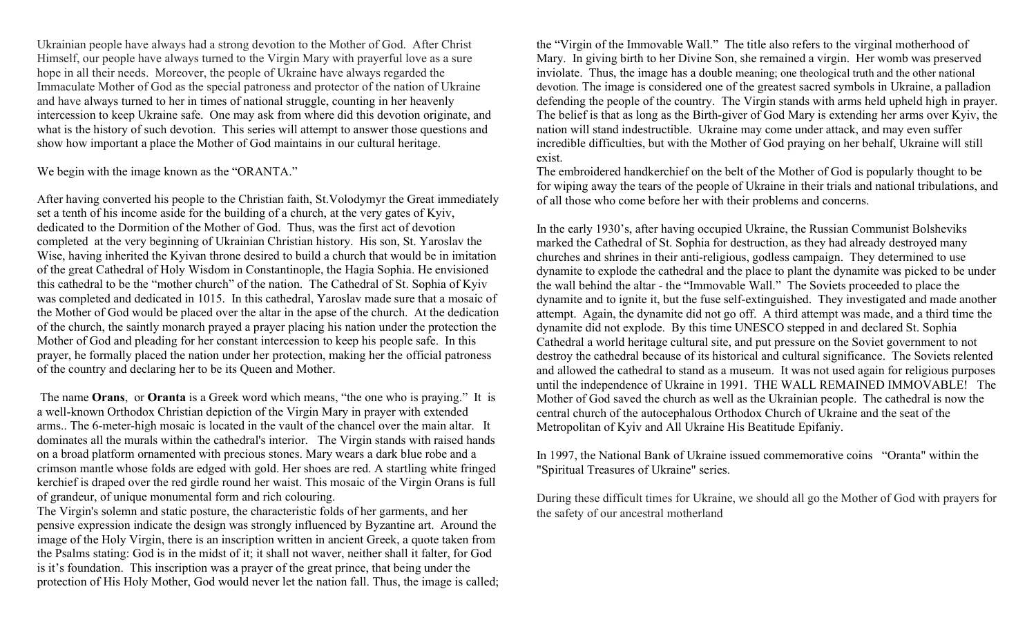Ukrainian people have always had a strong devotion to the Mother of God. After Christ Himself, our people have always turned to the Virgin Mary with prayerful love as a sure hope in all their needs. Moreover, the people of Ukraine have always regarded the Immaculate Mother of God as the special patroness and protector of the nation of Ukraine and have always turned to her in times of national struggle, counting in her heavenly intercession to keep Ukraine safe. One may ask from where did this devotion originate, and what is the history of such devotion. This series will attempt to answer those questions and show how important a place the Mother of God maintains in our cultural heritage.

We begin with the image known as the "ORANTA."

After having converted his people to the Christian faith, St.Volodymyr the Great immediately set a tenth of his income aside for the building of a church, at the very gates of Kyiv, dedicated to the Dormition of the Mother of God. Thus, was the first act of devotion completed at the very beginning of Ukrainian Christian history. His son, St. Yaroslav the Wise, having inherited the Kyivan throne desired to build a church that would be in imitation of the great Cathedral of Holy Wisdom in Constantinople, the Hagia Sophia. He envisioned this cathedral to be the "mother church" of the nation. The Cathedral of St. Sophia of Kyiv was completed and dedicated in 1015. In this cathedral, Yaroslav made sure that a mosaic of the Mother of God would be placed over the altar in the apse of the church. At the dedication of the church, the saintly monarch prayed a prayer placing his nation under the protection the Mother of God and pleading for her constant intercession to keep his people safe. In this prayer, he formally placed the nation under her protection, making her the official patroness of the country and declaring her to be its Queen and Mother.

The name **Orans**, or **Oranta** is a Greek word which means, "the one who is praying." It is a well-known Orthodox Christian depiction of the Virgin Mary in prayer with extended arms.. The 6-meter-high mosaic is located in the vault of the chancel over the main altar. It dominates all the murals within the cathedral's interior. The Virgin stands with raised hands on a broad platform ornamented with precious stones. Mary wears a dark blue robe and a crimson mantle whose folds are edged with gold. Her shoes are red. A startling white fringed kerchief is draped over the red girdle round her waist. This mosaic of the Virgin Orans is full of grandeur, of unique monumental form and rich colouring.

The Virgin's solemn and static posture, the characteristic folds of her garments, and her pensive expression indicate the design was strongly influenced by Byzantine art. Around the image of the Holy Virgin, there is an inscription written in ancient Greek, a quote taken from the Psalms stating: God is in the midst of it; it shall not waver, neither shall it falter, for God is it's foundation. This inscription was a prayer of the great prince, that being under the protection of His Holy Mother, God would never let the nation fall. Thus, the image is called; the "Virgin of the Immovable Wall." The title also refers to the virginal motherhood of Mary. In giving birth to her Divine Son, she remained a virgin. Her womb was preserved inviolate. Thus, the image has a double meaning; one theological truth and the other national devotion. The image is considered one of the greatest sacred symbols in Ukraine, a palladion defending the people of the country. The Virgin stands with arms held upheld high in prayer. The belief is that as long as the Birth-giver of God Mary is extending her arms over Kyiv, the nation will stand indestructible. Ukraine may come under attack, and may even suffer incredible difficulties, but with the Mother of God praying on her behalf, Ukraine will still exist.

The embroidered handkerchief on the belt of the Mother of God is popularly thought to be for wiping away the tears of the people of Ukraine in their trials and national tribulations, and of all those who come before her with their problems and concerns.

In the early 1930's, after having occupied Ukraine, the Russian Communist Bolsheviks marked the Cathedral of St. Sophia for destruction, as they had already destroyed many churches and shrines in their anti-religious, godless campaign. They determined to use dynamite to explode the cathedral and the place to plant the dynamite was picked to be under the wall behind the altar - the "Immovable Wall." The Soviets proceeded to place the dynamite and to ignite it, but the fuse self-extinguished. They investigated and made another attempt. Again, the dynamite did not go off. A third attempt was made, and a third time the dynamite did not explode. By this time UNESCO stepped in and declared St. Sophia Cathedral a world heritage cultural site, and put pressure on the Soviet government to not destroy the cathedral because of its historical and cultural significance. The Soviets relented and allowed the cathedral to stand as a museum. It was not used again for religious purposes until the independence of Ukraine in 1991. THE WALL REMAINED IMMOVABLE! The Mother of God saved the church as well as the Ukrainian people. The cathedral is now the central church of the autocephalous Orthodox Church of Ukraine and the seat of the Metropolitan of Kyiv and All Ukraine His Beatitude Epifaniy.

In 1997, the National Bank of Ukraine issued commemorative coins "Oranta" within the "Spiritual Treasures of Ukraine" series.

During these difficult times for Ukraine, we should all go the Mother of God with prayers for the safety of our ancestral motherland